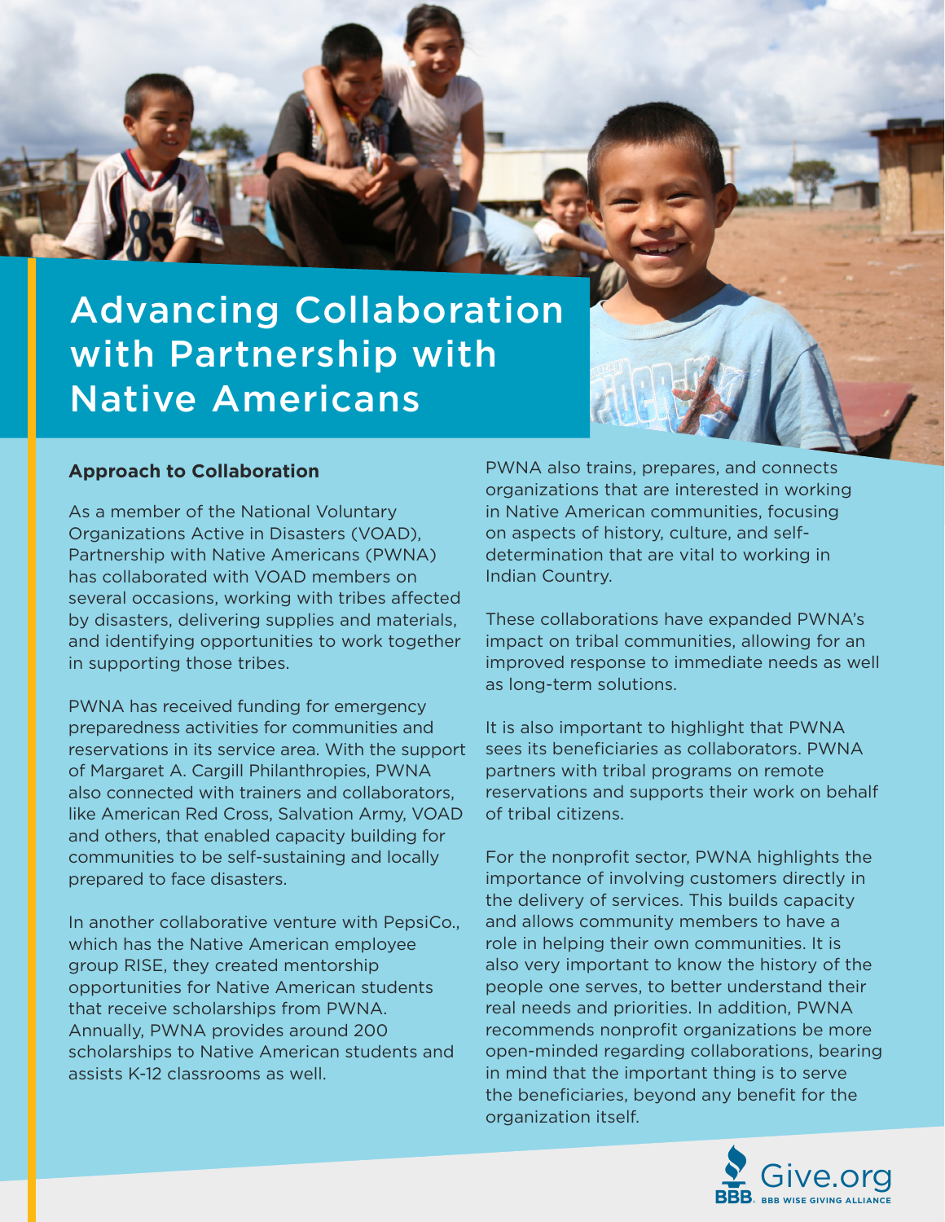# Advancing Collaboration with Partnership with Native Americans

## Approach to Collaboration

As a member of the National Voluntary Organizations Active in Disasters (VOAD), Partnership with Native Americans (PWNA) has collaborated with VOAD members on several occasions, working with tribes affected by disasters, delivering supplies and materials, and identifying opportunities to work together in supporting those tribes.

PWNA has received funding for emergency preparedness activities for communities and reservations in its service area. With the support of Margaret A. Cargill Philanthropies, PWNA also connected with trainers and collaborators, like American Red Cross, Salvation Army, VOAD and others, that enabled capacity building for communities to be self-sustaining and locally prepared to face disasters.

In another collaborative venture with PepsiCo., which has the Native American employee group RISE, they created mentorship opportunities for Native American students that receive scholarships from PWNA. Annually, PWNA provides around 200 scholarships to Native American students and assists K-12 classrooms as well.

PWNA also trains, prepares, and connects organizations that are interested in working in Native American communities, focusing on aspects of history, culture, and self-determination that are vital to working in Indian Country.

These collaborations have expanded PWNA's impact on tribal communities, allowing for an improved response to immediate needs as well as long-term solutions.

It is also important to highlight that PWNA sees its beneficiaries as collaborators. PWNA partners with tribal programs on remote reservations and supports their work on behalf of tribal citizens.

For the nonprofit sector, PWNA highlights the importance of involving customers directly in the delivery of services. This builds capacity and allows community members to have a role in helping their own communities. It is also very important to know the history of the people one serves, to better understand their real needs and priorities. In addition, PWNA recommends nonprofit organizations be more open-minded regarding collaborations, bearing in mind that the important thing is to serve the beneficiaries, beyond any benefit for the organization itself.

Give.org
BBB WISE GIVING ALLIANCE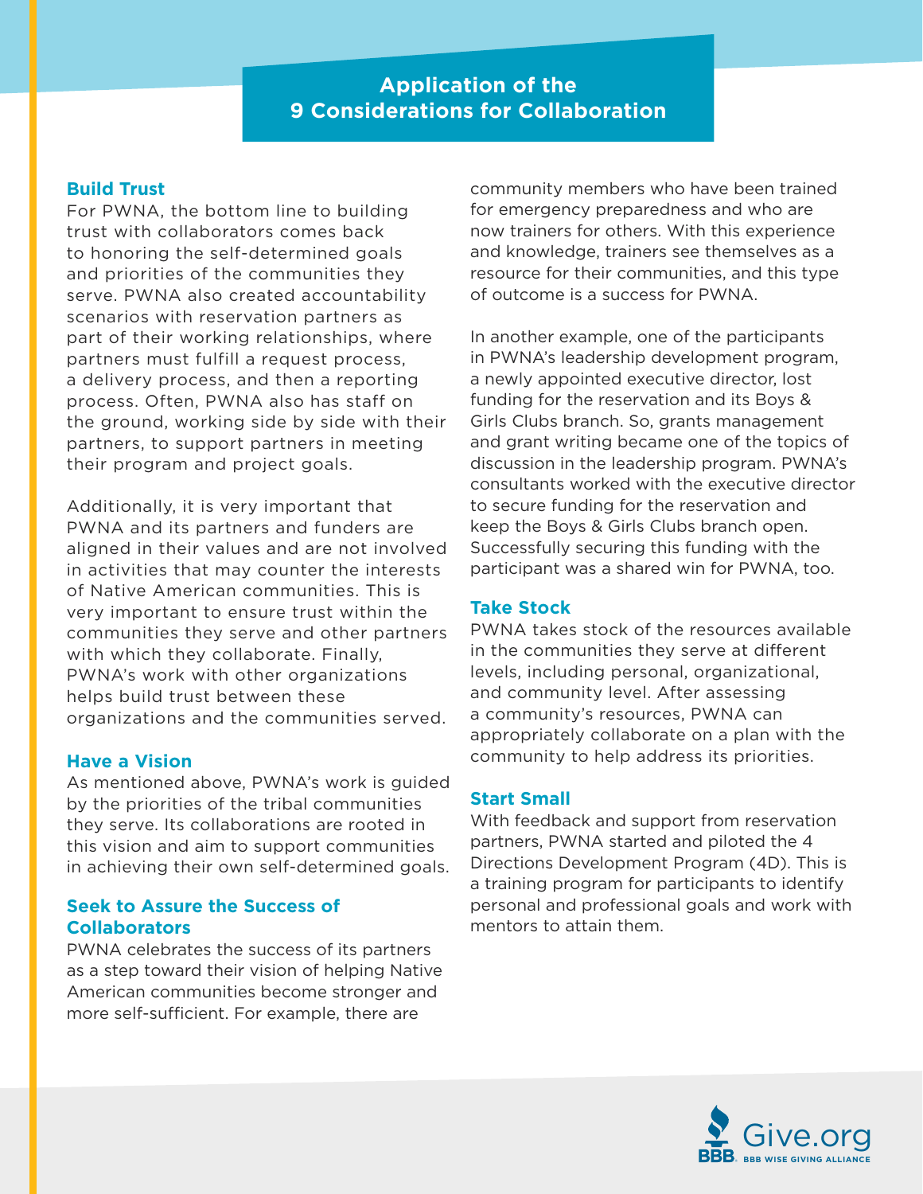## Application of the 9 Considerations for Collaboration

### Build Trust

For PWNA, the bottom line to building trust with collaborators comes back to honoring the self-determined goals and priorities of the communities they serve. PWNA also created accountability scenarios with reservation partners as part of their working relationships, where partners must fulfill a request process, a delivery process, and then a reporting process. Often, PWNA also has staff on the ground, working side by side with their partners, to support partners in meeting their program and project goals.

Additionally, it is very important that PWNA and its partners and funders are aligned in their values and are not involved in activities that may counter the interests of Native American communities. This is very important to ensure trust within the communities they serve and other partners with which they collaborate. Finally, PWNA's work with other organizations helps build trust between these organizations and the communities served.

### Have a Vision

As mentioned above, PWNA's work is guided by the priorities of the tribal communities they serve. Its collaborations are rooted in this vision and aim to support communities in achieving their own self-determined goals.

### Seek to Assure the Success of Collaborators

PWNA celebrates the success of its partners as a step toward their vision of helping Native American communities become stronger and more self-sufficient. For example, there are community members who have been trained for emergency preparedness and who are now trainers for others. With this experience and knowledge, trainers see themselves as a resource for their communities, and this type of outcome is a success for PWNA.

In another example, one of the participants in PWNA's leadership development program, a newly appointed executive director, lost funding for the reservation and its Boys & Girls Clubs branch. So, grants management and grant writing became one of the topics of discussion in the leadership program. PWNA's consultants worked with the executive director to secure funding for the reservation and keep the Boys & Girls Clubs branch open. Successfully securing this funding with the participant was a shared win for PWNA, too.

### Take Stock

PWNA takes stock of the resources available in the communities they serve at different levels, including personal, organizational, and community level. After assessing a community's resources, PWNA can appropriately collaborate on a plan with the community to help address its priorities.

### Start Small

With feedback and support from reservation partners, PWNA started and piloted the 4 Directions Development Program (4D). This is a training program for participants to identify personal and professional goals and work with mentors to attain them.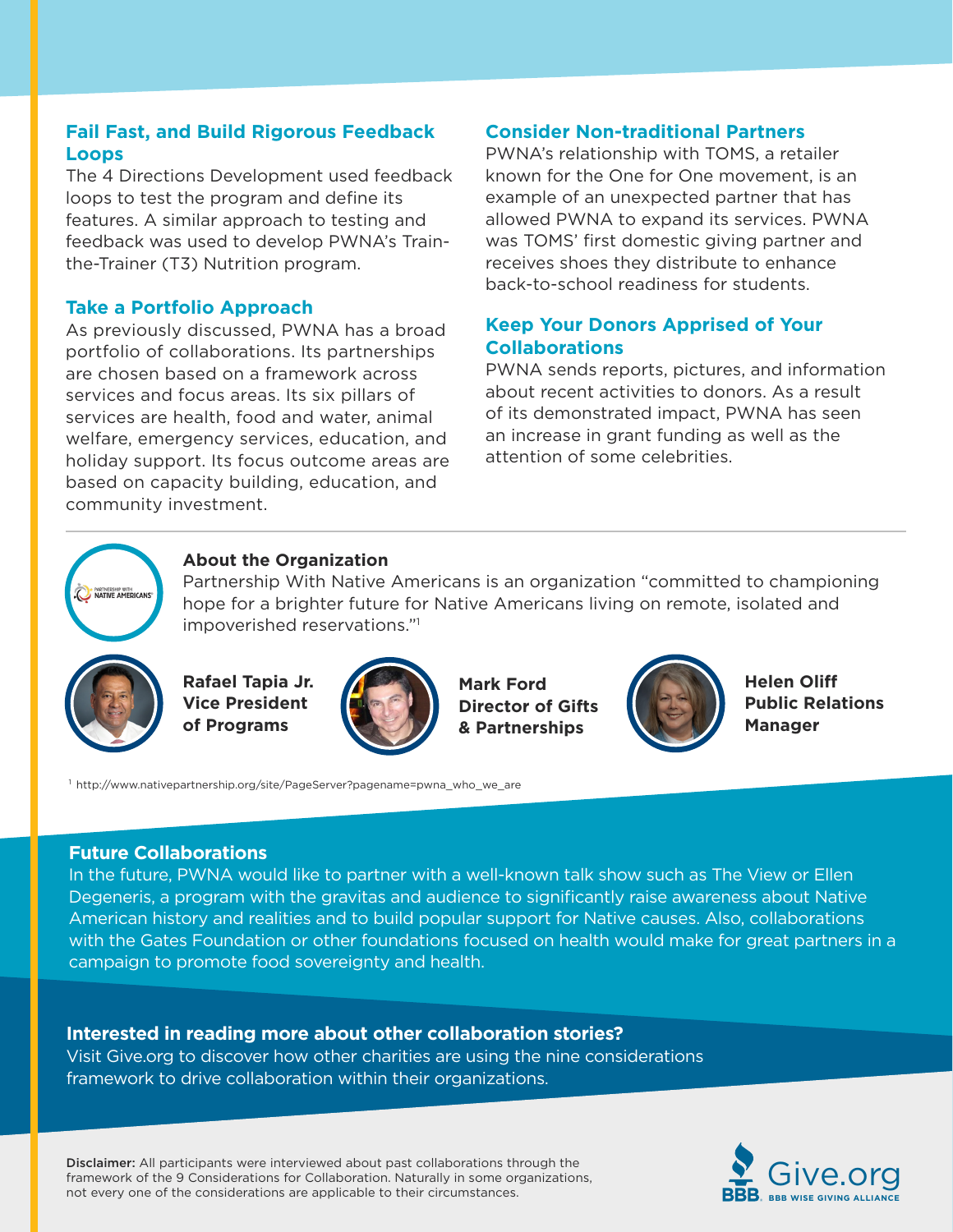### Fail Fast, and Build Rigorous Feedback Loops

The 4 Directions Development used feedback loops to test the program and define its features. A similar approach to testing and feedback was used to develop PWNA's Train-the-Trainer (T3) Nutrition program.

### Take a Portfolio Approach

As previously discussed, PWNA has a broad portfolio of collaborations. Its partnerships are chosen based on a framework across services and focus areas. Its six pillars of services are health, food and water, animal welfare, emergency services, education, and holiday support. Its focus outcome areas are based on capacity building, education, and community investment.

### Consider Non-traditional Partners

PWNA's relationship with TOMS, a retailer known for the One for One movement, is an example of an unexpected partner that has allowed PWNA to expand its services. PWNA was TOMS' first domestic giving partner and receives shoes they distribute to enhance back-to-school readiness for students.

### Keep Your Donors Apprised of Your Collaborations

PWNA sends reports, pictures, and information about recent activities to donors. As a result of its demonstrated impact, PWNA has seen an increase in grant funding as well as the attention of some celebrities.

**About the Organization**

Partnership With Native Americans is an organization "committed to championing hope for a brighter future for Native Americans living on remote, isolated and impoverished reservations."[1]

**Rafael Tapia Jr.**
**Vice President of Programs**

**Mark Ford**
**Director of Gifts & Partnerships**

**Helen Oliff**
**Public Relations Manager**

[1] http://www.nativepartnership.org/site/PageServer?pagename=pwna_who_we_are

### Future Collaborations

In the future, PWNA would like to partner with a well-known talk show such as The View or Ellen Degeneris, a program with the gravitas and audience to significantly raise awareness about Native American history and realities and to build popular support for Native causes. Also, collaborations with the Gates Foundation or other foundations focused on health would make for great partners in a campaign to promote food sovereignty and health.

### Interested in reading more about other collaboration stories?

Visit Give.org to discover how other charities are using the nine considerations framework to drive collaboration within their organizations.

**Disclaimer:** All participants were interviewed about past collaborations through the framework of the 9 Considerations for Collaboration. Naturally in some organizations, not every one of the considerations are applicable to their circumstances.